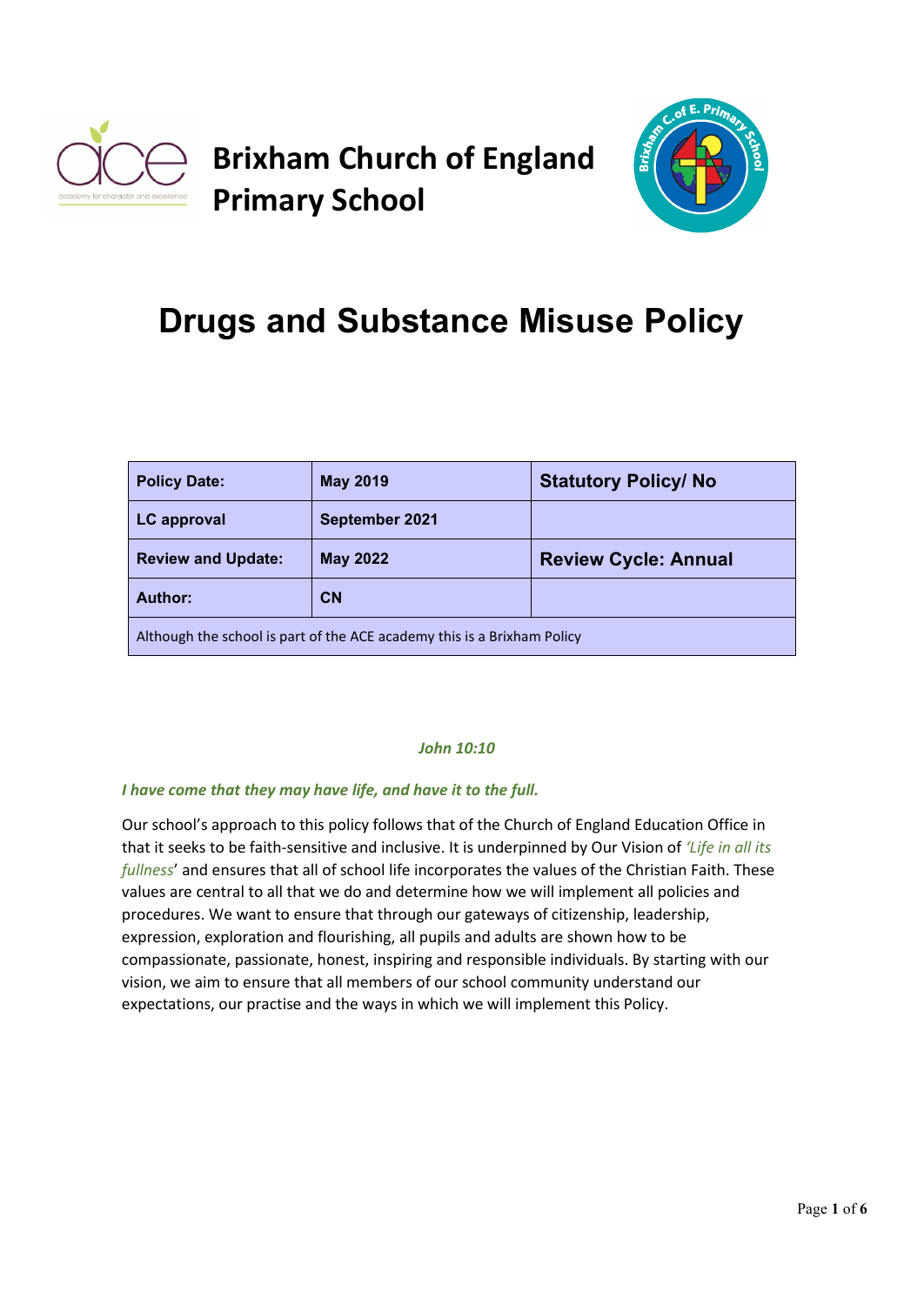# Brixham Church of England Primary School

# Drugs and Substance Misuse Policy

| Policy Date: | May 2019 | Statutory Policy/ No |
|---|---|---|
| LC approval | September 2021 | |
| Review and Update: | May 2022 | Review Cycle: Annual |
| Author: | CN | |
| Although the school is part of the ACE academy this is a Brixham Policy | | |

***John 10:10***

***I have come that they may have life, and have it to the full.***

Our school's approach to this policy follows that of the Church of England Education Office in that it seeks to be faith-sensitive and inclusive. It is underpinned by Our Vision of *'Life in all its fullness'* and ensures that all of school life incorporates the values of the Christian Faith. These values are central to all that we do and determine how we will implement all policies and procedures. We want to ensure that through our gateways of citizenship, leadership, expression, exploration and flourishing, all pupils and adults are shown how to be compassionate, passionate, honest, inspiring and responsible individuals. By starting with our vision, we aim to ensure that all members of our school community understand our expectations, our practise and the ways in which we will implement this Policy.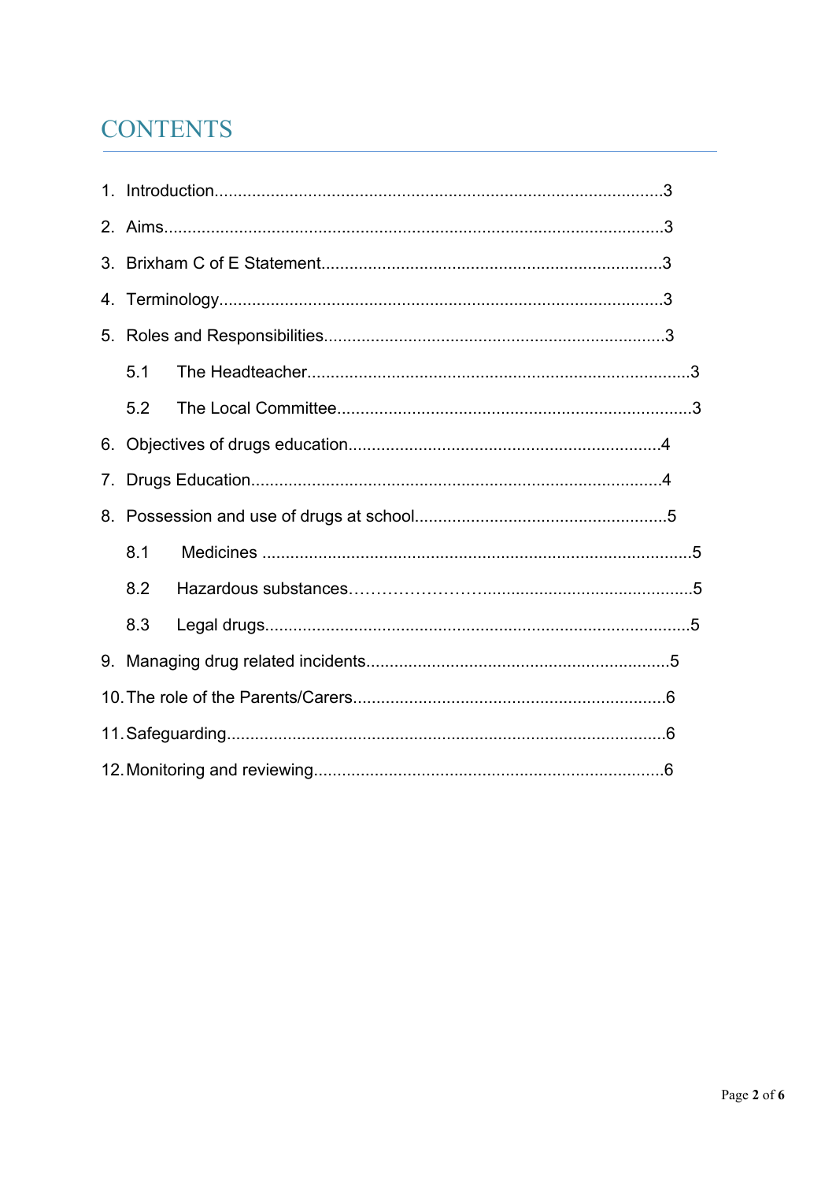# CONTENTS

1. Introduction................................................................................................3
2. Aims..........................................................................................................3
3. Brixham C of E Statement.........................................................................3
4. Terminology..............................................................................................3
5. Roles and Responsibilities.........................................................................3
    - 5.1 The Headteacher.................................................................................3
    - 5.2 The Local Committee...........................................................................3
6. Objectives of drugs education...................................................................4
7. Drugs Education........................................................................................4
8. Possession and use of drugs at school......................................................5
    - 8.1 Medicines ...........................................................................................5
    - 8.2 Hazardous substances……………………...........................................5
    - 8.3 Legal drugs..........................................................................................5
9. Managing drug related incidents.................................................................5
10. The role of the Parents/Carers...................................................................6
11. Safeguarding.............................................................................................6
12. Monitoring and reviewing...........................................................................6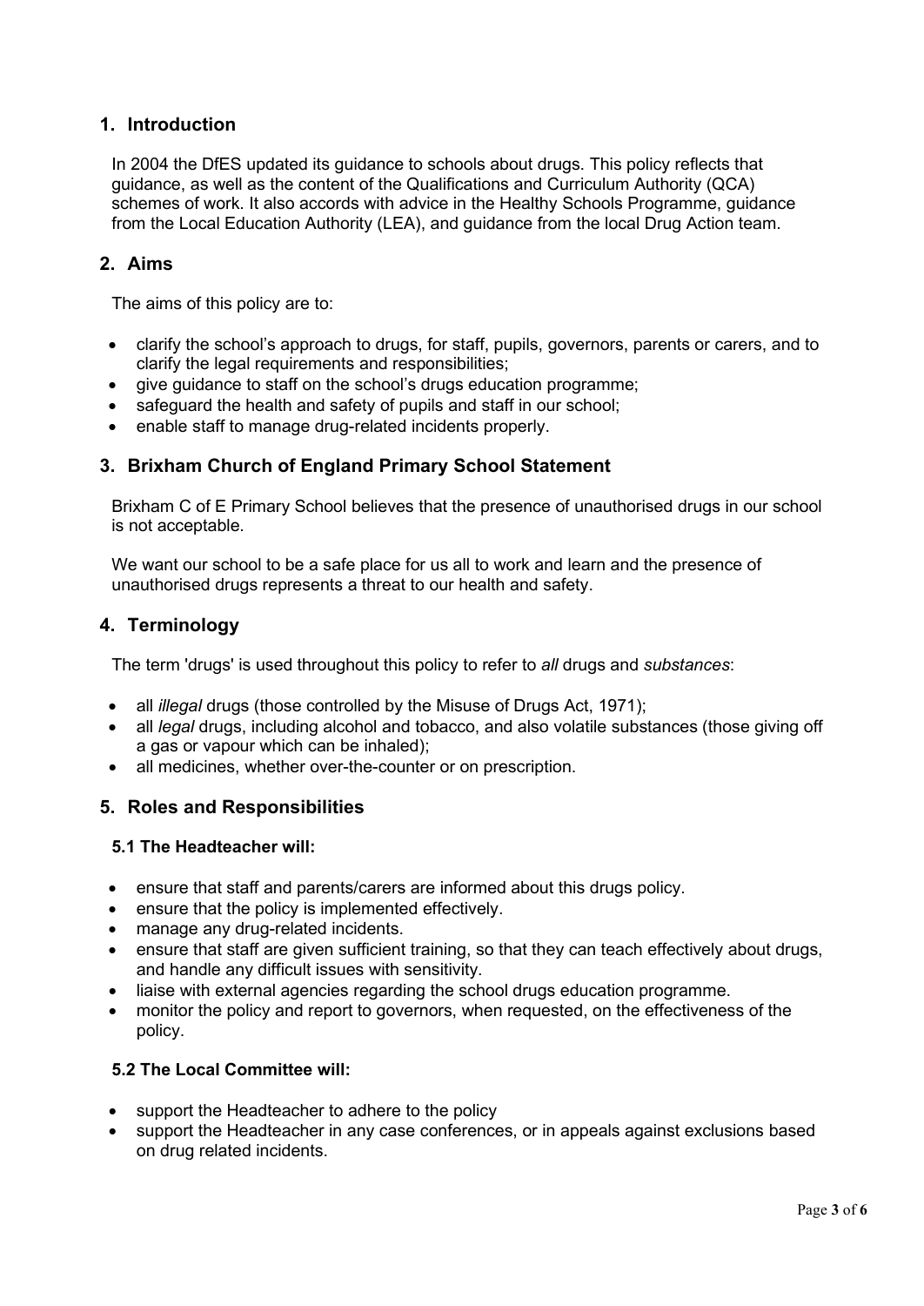## 1. Introduction

In 2004 the DfES updated its guidance to schools about drugs. This policy reflects that guidance, as well as the content of the Qualifications and Curriculum Authority (QCA) schemes of work. It also accords with advice in the Healthy Schools Programme, guidance from the Local Education Authority (LEA), and guidance from the local Drug Action team.

## 2. Aims

The aims of this policy are to:

- clarify the school's approach to drugs, for staff, pupils, governors, parents or carers, and to clarify the legal requirements and responsibilities;
- give guidance to staff on the school's drugs education programme;
- safeguard the health and safety of pupils and staff in our school;
- enable staff to manage drug-related incidents properly.

## 3. Brixham Church of England Primary School Statement

Brixham C of E Primary School believes that the presence of unauthorised drugs in our school is not acceptable.

We want our school to be a safe place for us all to work and learn and the presence of unauthorised drugs represents a threat to our health and safety.

## 4. Terminology

The term 'drugs' is used throughout this policy to refer to *all* drugs and *substances*:

- all *illegal* drugs (those controlled by the Misuse of Drugs Act, 1971);
- all *legal* drugs, including alcohol and tobacco, and also volatile substances (those giving off a gas or vapour which can be inhaled);
- all medicines, whether over-the-counter or on prescription.

## 5. Roles and Responsibilities

### 5.1 The Headteacher will:

- ensure that staff and parents/carers are informed about this drugs policy.
- ensure that the policy is implemented effectively.
- manage any drug-related incidents.
- ensure that staff are given sufficient training, so that they can teach effectively about drugs, and handle any difficult issues with sensitivity.
- liaise with external agencies regarding the school drugs education programme.
- monitor the policy and report to governors, when requested, on the effectiveness of the policy.

### 5.2 The Local Committee will:

- support the Headteacher to adhere to the policy
- support the Headteacher in any case conferences, or in appeals against exclusions based on drug related incidents.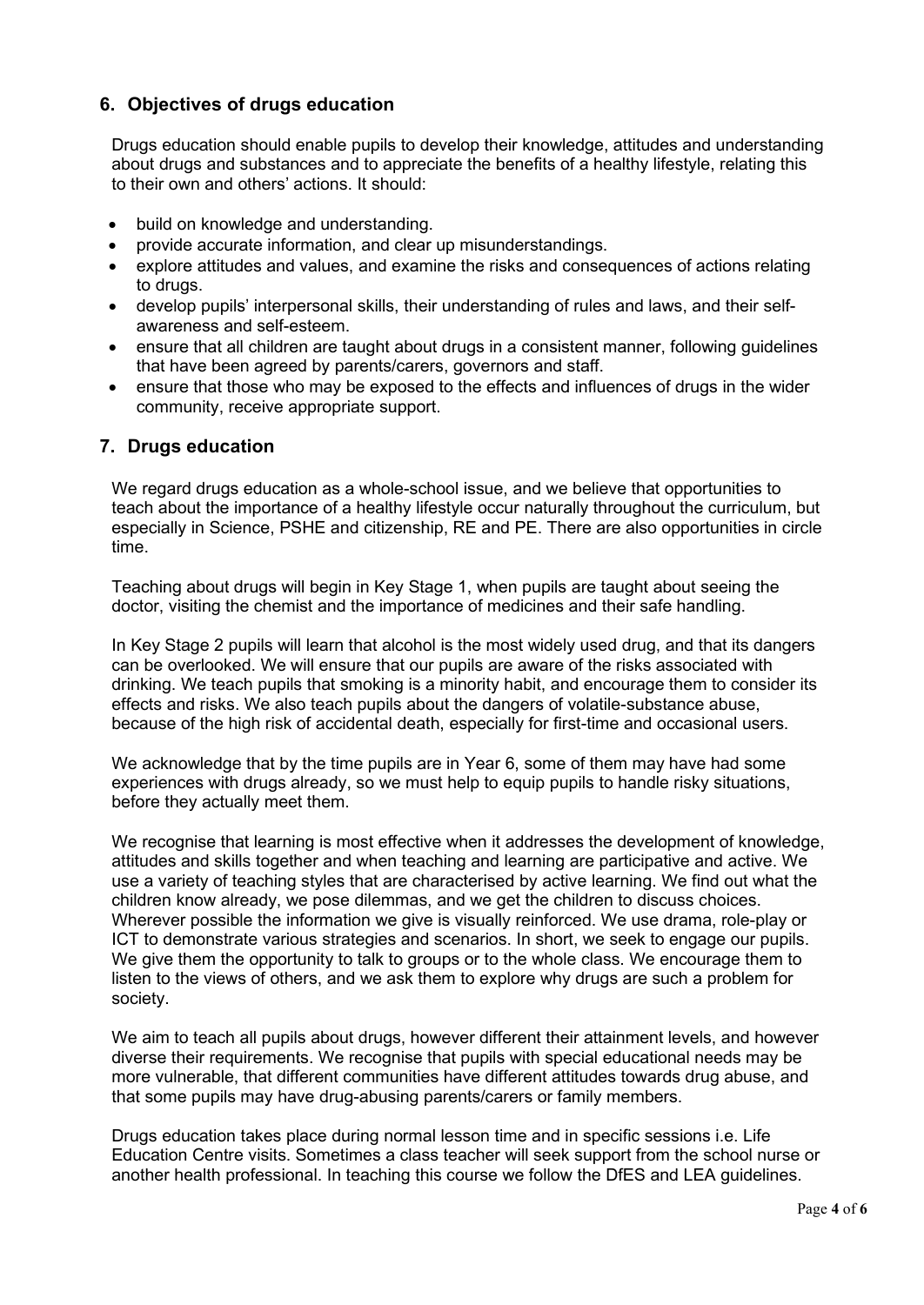## 6. Objectives of drugs education

Drugs education should enable pupils to develop their knowledge, attitudes and understanding about drugs and substances and to appreciate the benefits of a healthy lifestyle, relating this to their own and others' actions. It should:

- build on knowledge and understanding.
- provide accurate information, and clear up misunderstandings.
- explore attitudes and values, and examine the risks and consequences of actions relating to drugs.
- develop pupils' interpersonal skills, their understanding of rules and laws, and their self-awareness and self-esteem.
- ensure that all children are taught about drugs in a consistent manner, following guidelines that have been agreed by parents/carers, governors and staff.
- ensure that those who may be exposed to the effects and influences of drugs in the wider community, receive appropriate support.

## 7. Drugs education

We regard drugs education as a whole-school issue, and we believe that opportunities to teach about the importance of a healthy lifestyle occur naturally throughout the curriculum, but especially in Science, PSHE and citizenship, RE and PE. There are also opportunities in circle time.

Teaching about drugs will begin in Key Stage 1, when pupils are taught about seeing the doctor, visiting the chemist and the importance of medicines and their safe handling.

In Key Stage 2 pupils will learn that alcohol is the most widely used drug, and that its dangers can be overlooked. We will ensure that our pupils are aware of the risks associated with drinking. We teach pupils that smoking is a minority habit, and encourage them to consider its effects and risks. We also teach pupils about the dangers of volatile-substance abuse, because of the high risk of accidental death, especially for first-time and occasional users.

We acknowledge that by the time pupils are in Year 6, some of them may have had some experiences with drugs already, so we must help to equip pupils to handle risky situations, before they actually meet them.

We recognise that learning is most effective when it addresses the development of knowledge, attitudes and skills together and when teaching and learning are participative and active. We use a variety of teaching styles that are characterised by active learning. We find out what the children know already, we pose dilemmas, and we get the children to discuss choices. Wherever possible the information we give is visually reinforced. We use drama, role-play or ICT to demonstrate various strategies and scenarios. In short, we seek to engage our pupils. We give them the opportunity to talk to groups or to the whole class. We encourage them to listen to the views of others, and we ask them to explore why drugs are such a problem for society.

We aim to teach all pupils about drugs, however different their attainment levels, and however diverse their requirements. We recognise that pupils with special educational needs may be more vulnerable, that different communities have different attitudes towards drug abuse, and that some pupils may have drug-abusing parents/carers or family members.

Drugs education takes place during normal lesson time and in specific sessions i.e. Life Education Centre visits. Sometimes a class teacher will seek support from the school nurse or another health professional. In teaching this course we follow the DfES and LEA guidelines.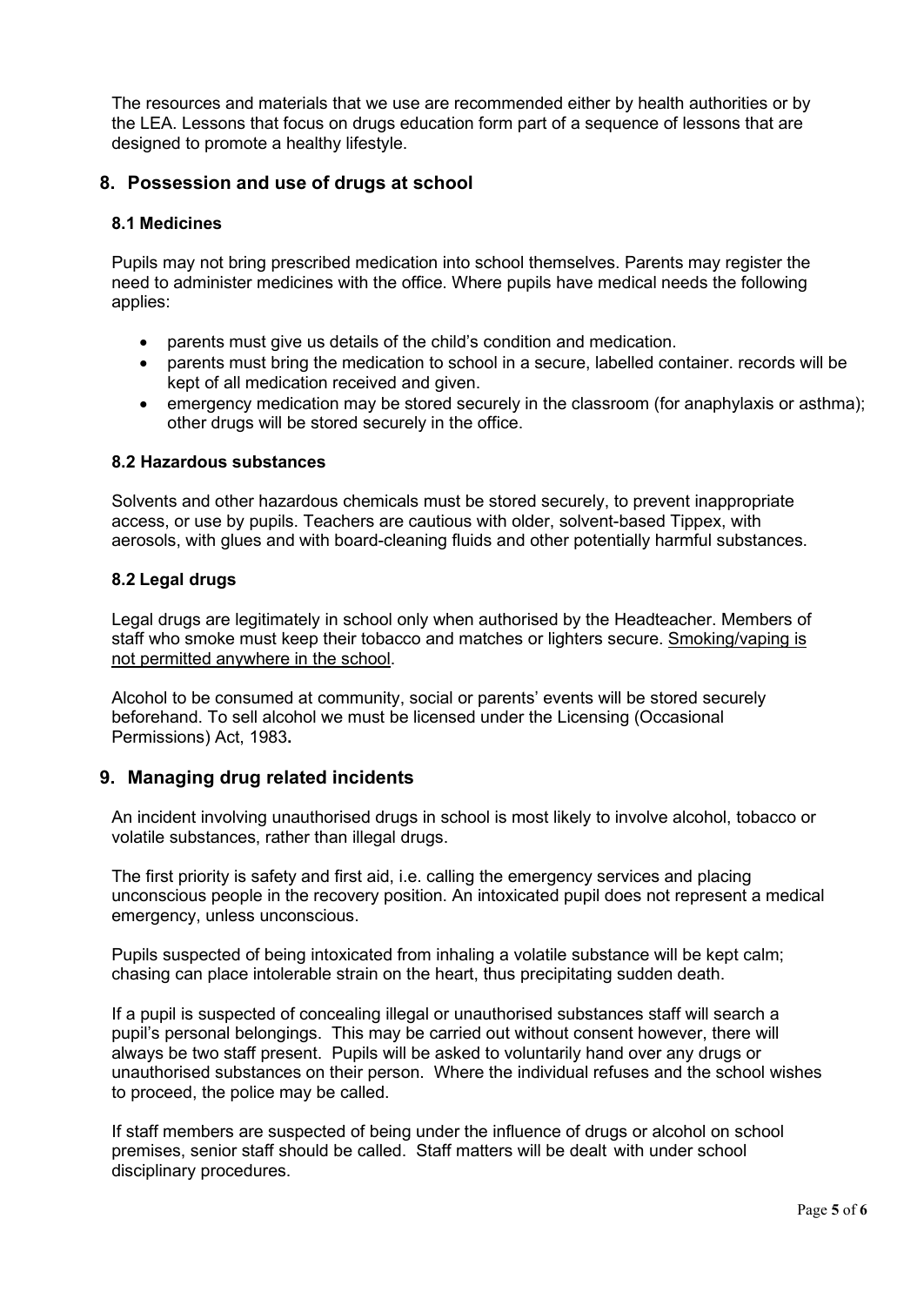The resources and materials that we use are recommended either by health authorities or by the LEA. Lessons that focus on drugs education form part of a sequence of lessons that are designed to promote a healthy lifestyle.

## 8. Possession and use of drugs at school

### 8.1 Medicines

Pupils may not bring prescribed medication into school themselves. Parents may register the need to administer medicines with the office. Where pupils have medical needs the following applies:

- parents must give us details of the child's condition and medication.
- parents must bring the medication to school in a secure, labelled container. records will be kept of all medication received and given.
- emergency medication may be stored securely in the classroom (for anaphylaxis or asthma); other drugs will be stored securely in the office.

### 8.2 Hazardous substances

Solvents and other hazardous chemicals must be stored securely, to prevent inappropriate access, or use by pupils. Teachers are cautious with older, solvent-based Tippex, with aerosols, with glues and with board-cleaning fluids and other potentially harmful substances.

### 8.2 Legal drugs

Legal drugs are legitimately in school only when authorised by the Headteacher. Members of staff who smoke must keep their tobacco and matches or lighters secure. <u>Smoking/vaping is not permitted anywhere in the school</u>.

Alcohol to be consumed at community, social or parents' events will be stored securely beforehand. To sell alcohol we must be licensed under the Licensing (Occasional Permissions) Act, 1983**.**

## 9. Managing drug related incidents

An incident involving unauthorised drugs in school is most likely to involve alcohol, tobacco or volatile substances, rather than illegal drugs.

The first priority is safety and first aid, i.e. calling the emergency services and placing unconscious people in the recovery position. An intoxicated pupil does not represent a medical emergency, unless unconscious.

Pupils suspected of being intoxicated from inhaling a volatile substance will be kept calm; chasing can place intolerable strain on the heart, thus precipitating sudden death.

If a pupil is suspected of concealing illegal or unauthorised substances staff will search a pupil's personal belongings. This may be carried out without consent however, there will always be two staff present. Pupils will be asked to voluntarily hand over any drugs or unauthorised substances on their person. Where the individual refuses and the school wishes to proceed, the police may be called.

If staff members are suspected of being under the influence of drugs or alcohol on school premises, senior staff should be called. Staff matters will be dealt with under school disciplinary procedures.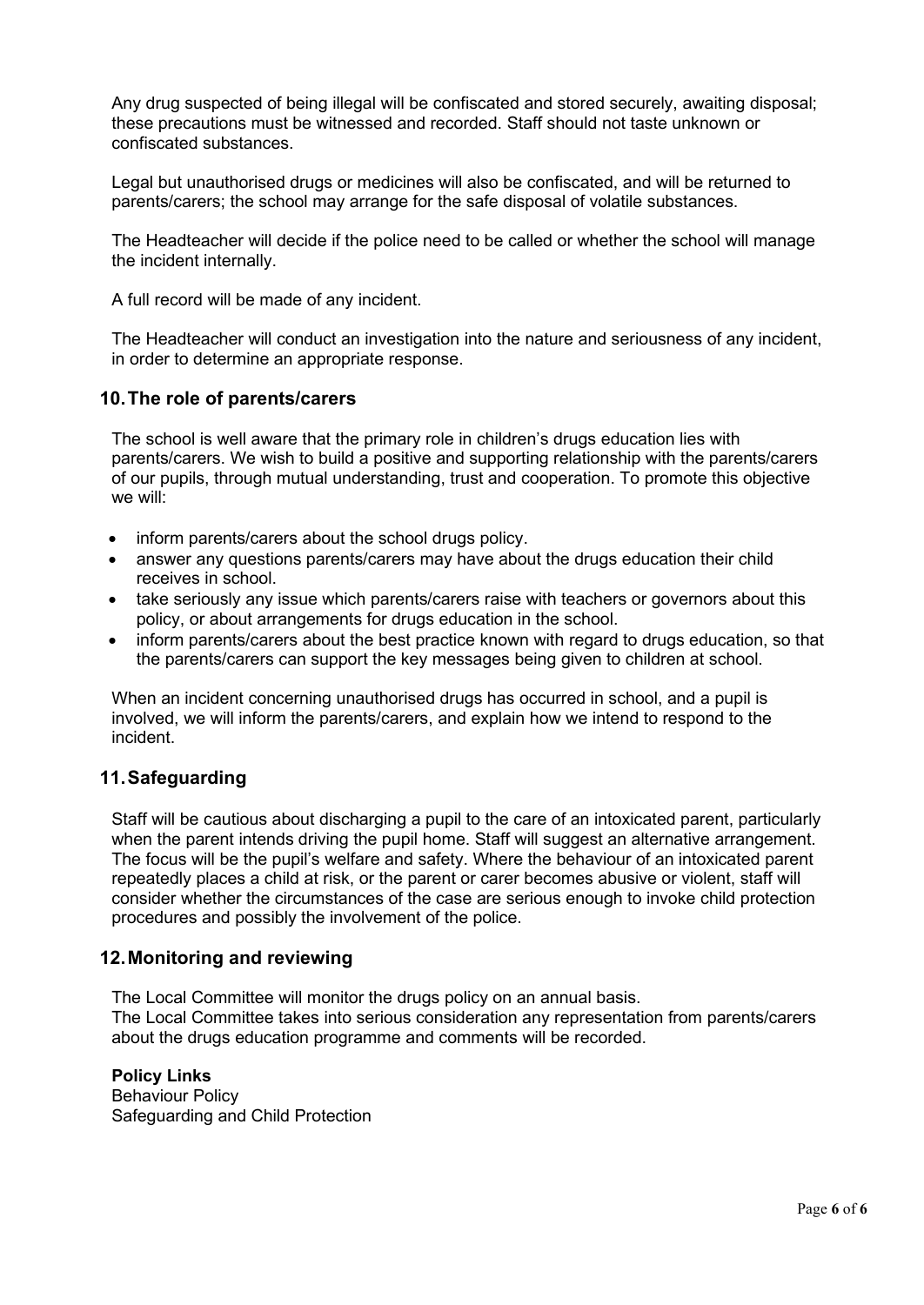Any drug suspected of being illegal will be confiscated and stored securely, awaiting disposal; these precautions must be witnessed and recorded. Staff should not taste unknown or confiscated substances.

Legal but unauthorised drugs or medicines will also be confiscated, and will be returned to parents/carers; the school may arrange for the safe disposal of volatile substances.

The Headteacher will decide if the police need to be called or whether the school will manage the incident internally.

A full record will be made of any incident.

The Headteacher will conduct an investigation into the nature and seriousness of any incident, in order to determine an appropriate response.

## 10. The role of parents/carers

The school is well aware that the primary role in children's drugs education lies with parents/carers. We wish to build a positive and supporting relationship with the parents/carers of our pupils, through mutual understanding, trust and cooperation. To promote this objective we will:

- inform parents/carers about the school drugs policy.
- answer any questions parents/carers may have about the drugs education their child receives in school.
- take seriously any issue which parents/carers raise with teachers or governors about this policy, or about arrangements for drugs education in the school.
- inform parents/carers about the best practice known with regard to drugs education, so that the parents/carers can support the key messages being given to children at school.

When an incident concerning unauthorised drugs has occurred in school, and a pupil is involved, we will inform the parents/carers, and explain how we intend to respond to the incident.

## 11. Safeguarding

Staff will be cautious about discharging a pupil to the care of an intoxicated parent, particularly when the parent intends driving the pupil home. Staff will suggest an alternative arrangement. The focus will be the pupil's welfare and safety. Where the behaviour of an intoxicated parent repeatedly places a child at risk, or the parent or carer becomes abusive or violent, staff will consider whether the circumstances of the case are serious enough to invoke child protection procedures and possibly the involvement of the police.

## 12. Monitoring and reviewing

The Local Committee will monitor the drugs policy on an annual basis.
The Local Committee takes into serious consideration any representation from parents/carers about the drugs education programme and comments will be recorded.

**Policy Links**
Behaviour Policy
Safeguarding and Child Protection